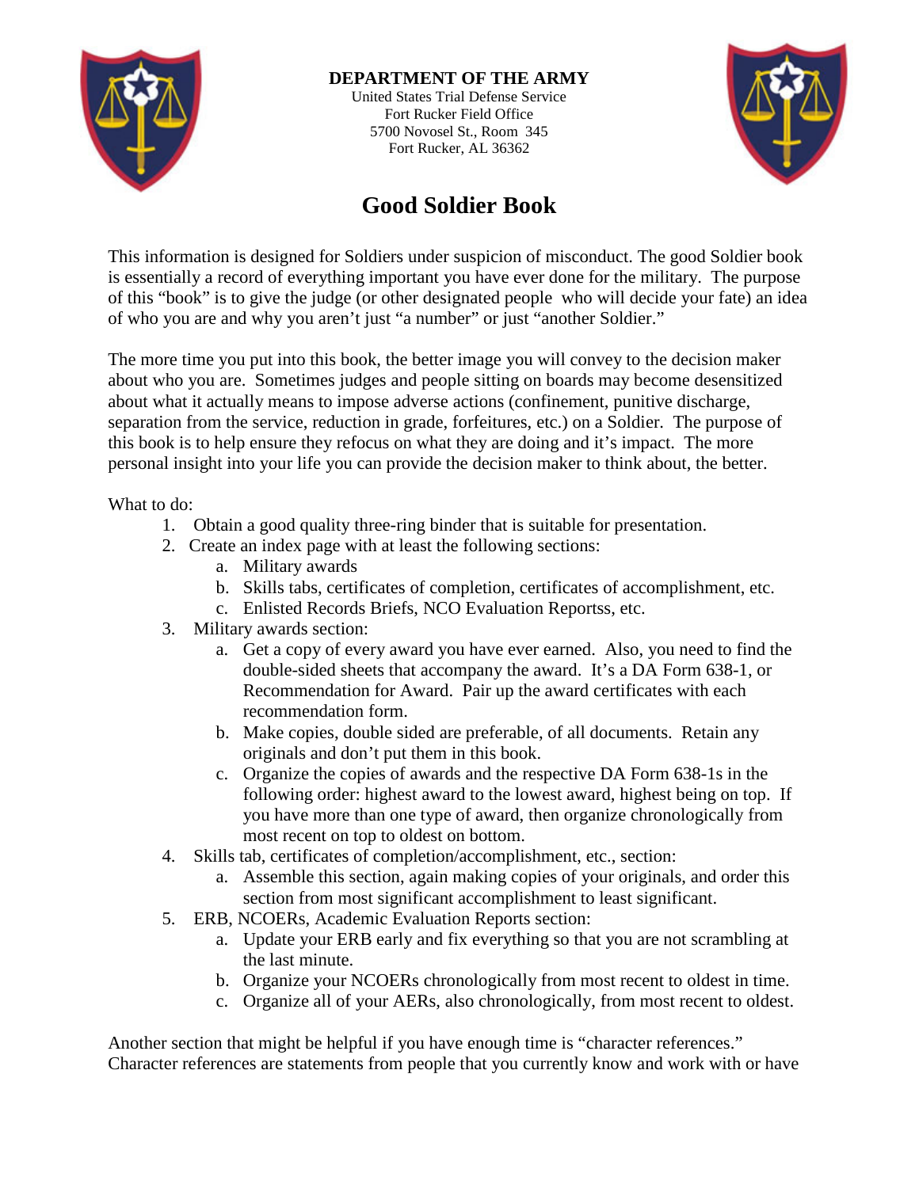**DEPARTMENT OF THE ARMY**
United States Trial Defense Service
Fort Rucker Field Office
5700 Novosel St., Room 345
Fort Rucker, AL 36362

# Good Soldier Book

This information is designed for Soldiers under suspicion of misconduct. The good Soldier book is essentially a record of everything important you have ever done for the military. The purpose of this "book" is to give the judge (or other designated people who will decide your fate) an idea of who you are and why you aren't just "a number" or just "another Soldier."

The more time you put into this book, the better image you will convey to the decision maker about who you are. Sometimes judges and people sitting on boards may become desensitized about what it actually means to impose adverse actions (confinement, punitive discharge, separation from the service, reduction in grade, forfeitures, etc.) on a Soldier. The purpose of this book is to help ensure they refocus on what they are doing and it's impact. The more personal insight into your life you can provide the decision maker to think about, the better.

What to do:

1. Obtain a good quality three-ring binder that is suitable for presentation.
2. Create an index page with at least the following sections:
   a. Military awards
   b. Skills tabs, certificates of completion, certificates of accomplishment, etc.
   c. Enlisted Records Briefs, NCO Evaluation Reportss, etc.
3. Military awards section:
   a. Get a copy of every award you have ever earned. Also, you need to find the double-sided sheets that accompany the award. It's a DA Form 638-1, or Recommendation for Award. Pair up the award certificates with each recommendation form.
   b. Make copies, double sided are preferable, of all documents. Retain any originals and don't put them in this book.
   c. Organize the copies of awards and the respective DA Form 638-1s in the following order: highest award to the lowest award, highest being on top. If you have more than one type of award, then organize chronologically from most recent on top to oldest on bottom.
4. Skills tab, certificates of completion/accomplishment, etc., section:
   a. Assemble this section, again making copies of your originals, and order this section from most significant accomplishment to least significant.
5. ERB, NCOERs, Academic Evaluation Reports section:
   a. Update your ERB early and fix everything so that you are not scrambling at the last minute.
   b. Organize your NCOERs chronologically from most recent to oldest in time.
   c. Organize all of your AERs, also chronologically, from most recent to oldest.

Another section that might be helpful if you have enough time is "character references." Character references are statements from people that you currently know and work with or have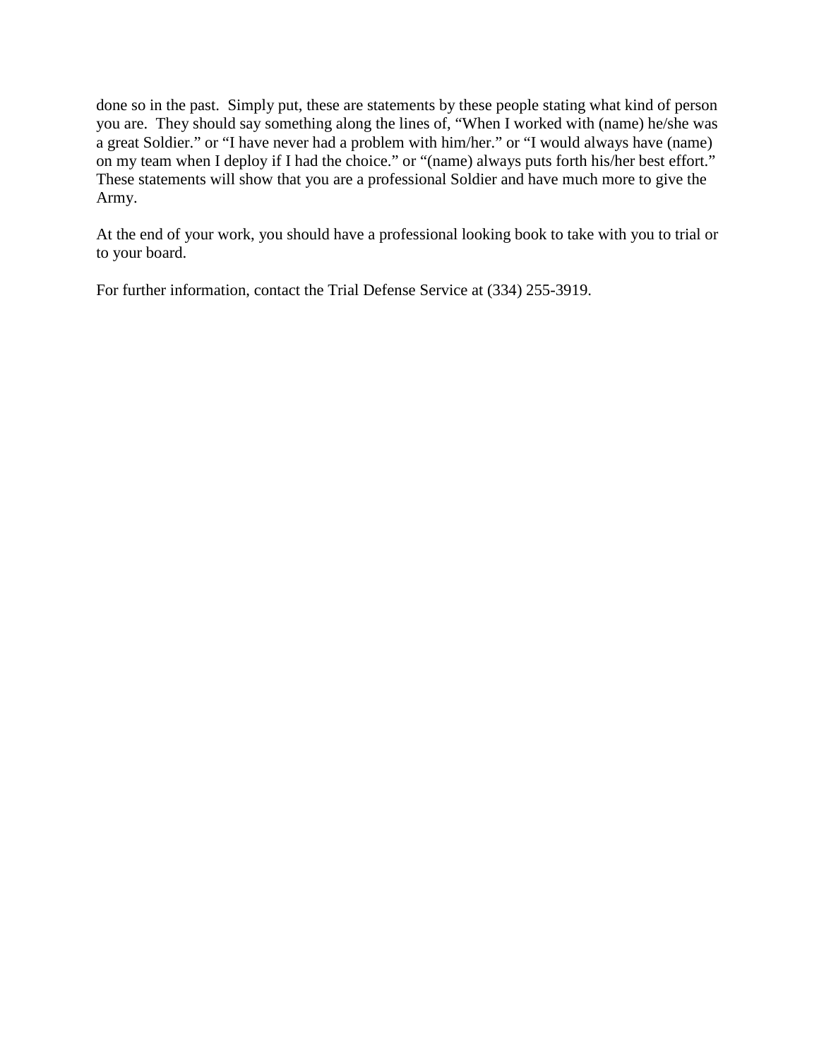done so in the past. Simply put, these are statements by these people stating what kind of person you are. They should say something along the lines of, "When I worked with (name) he/she was a great Soldier." or "I have never had a problem with him/her." or "I would always have (name) on my team when I deploy if I had the choice." or "(name) always puts forth his/her best effort." These statements will show that you are a professional Soldier and have much more to give the Army.

At the end of your work, you should have a professional looking book to take with you to trial or to your board.

For further information, contact the Trial Defense Service at (334) 255-3919.